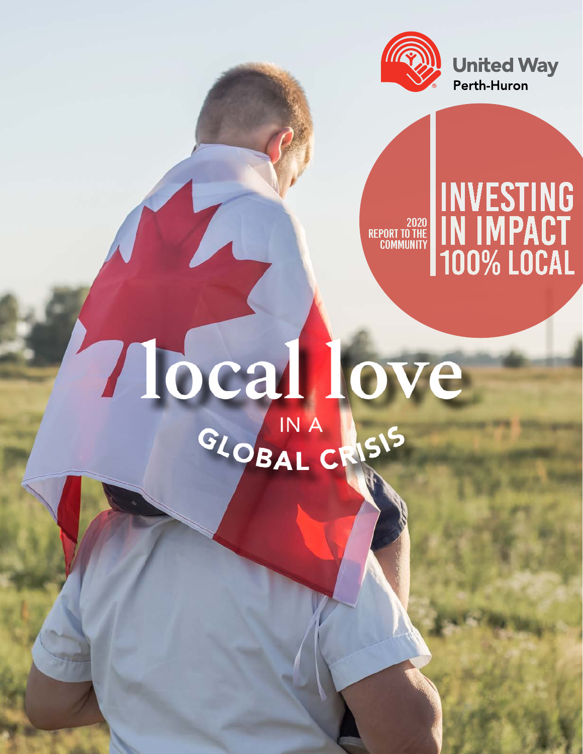United Way
Perth-Huron

2020
REPORT TO THE
COMMUNITY

# INVESTING IN IMPACT 100% LOCAL

# local love

## IN A GLOBAL CRISIS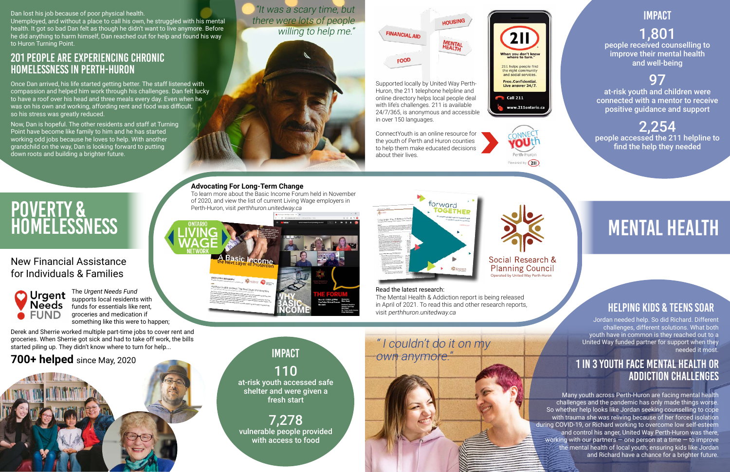Dan lost his job because of poor physical health. Unemployed, and without a place to call his own, he struggled with his mental health. It got so bad Dan felt as though he didn't want to live anymore. Before he did anything to harm himself, Dan reached out for help and found his way to Huron Turning Point.

*"It was a scary time, but there were lots of people willing to help me."*

## 201 PEOPLE ARE EXPERIENCING CHRONIC HOMELESSNESS IN PERTH-HURON

Once Dan arrived, his life started getting better. The staff listened with compassion and helped him work through his challenges. Dan felt lucky to have a roof over his head and three meals every day. Even when he was on his own and working, affording rent and food was difficult, so his stress was greatly reduced.

Now, Dan is hopeful. The other residents and staff at Turning Point have become like family to him and he has started working odd jobs because he loves to help. With another grandchild on the way, Dan is looking forward to putting down roots and building a brighter future.

# POVERTY & HOMELESSNESS

## New Financial Assistance for Individuals & Families

Urgent Needs FUND

The *Urgent Needs Fund* supports local residents with funds for essentials like rent, groceries and medication if something like this were to happen;

Derek and Sherrie worked multiple part-time jobs to cover rent and groceries. When Sherrie got sick and had to take off work, the bills started piling up. They didn't know where to turn for help...

**700+ helped** since May, 2020

### IMPACT

**110**
at-risk youth accessed safe shelter and were given a fresh start

**7,278**
vulnerable people provided with access to food

### Advocating For Long-Term Change

To learn more about the Basic Income Forum held in November of 2020, and view the list of current Living Wage employers in Perth-Huron, visit *perthhuron.unitedway.ca*

Supported locally by United Way Perth-Huron, the 211 telephone helpline and online directory helps local people deal with life's challenges. 211 is available 24/7/365, is anonymous and accessible in over 150 languages.

ConnectYouth is an online resource for the youth of Perth and Huron counties to help them make educated decisions about their lives.

Read the latest research:
The Mental Health & Addiction report is being released in April of 2021. To read this and other research reports, visit *perthhuron.unitedway.ca*

Social Research & Planning Council
Operated by United Way Perth-Huron

### IMPACT

**1,801**
people received counselling to improve their mental health and well-being

**97**
at-risk youth and children were connected with a mentor to receive positive guidance and support

**2,254**
people accessed the 211 helpline to find the help they needed

# MENTAL HEALTH

## HELPING KIDS & TEENS SOAR

Jordan needed help. So did Richard. Different challenges, different solutions. What both youth have in common is they reached out to a United Way funded partner for support when they needed it most.

*"I couldn't do it on my own anymore."*

## 1 IN 3 YOUTH FACE MENTAL HEALTH OR ADDICTION CHALLENGES

Many youth across Perth-Huron are facing mental health challenges and the pandemic has only made things worse. So whether help looks like Jordan seeking counselling to cope with trauma she was reliving because of her forced isolation during COVID-19, or Richard working to overcome low self-esteem and control his anger, United Way Perth-Huron was there, working with our partners — one person at a time — to improve the mental health of local youth; ensuring kids like Jordan and Richard have a chance for a brighter future.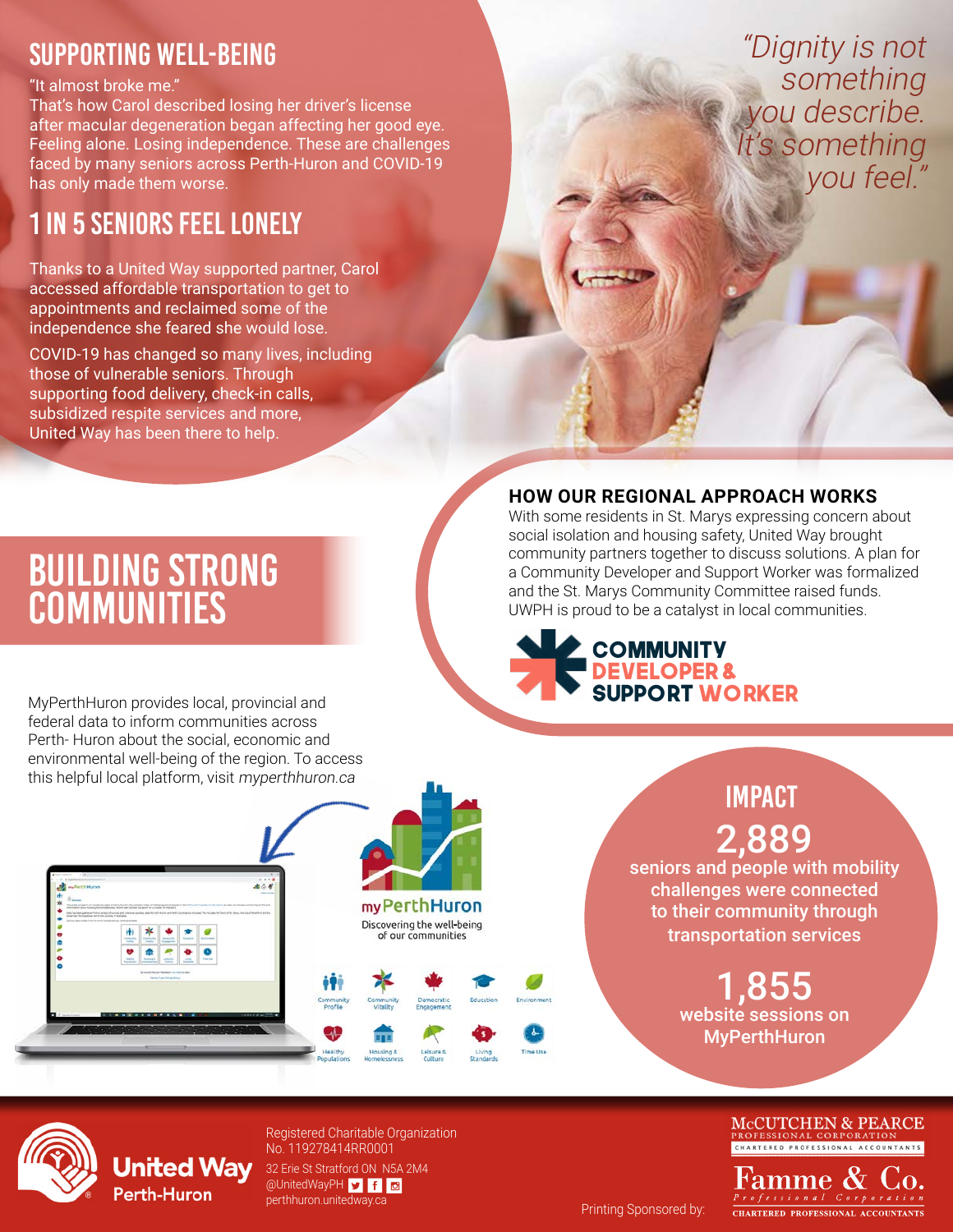## SUPPORTING WELL-BEING

"It almost broke me."
That's how Carol described losing her driver's license after macular degeneration began affecting her good eye. Feeling alone. Losing independence. These are challenges faced by many seniors across Perth-Huron and COVID-19 has only made them worse.

*"Dignity is not something you describe. It's something you feel."*

## 1 IN 5 SENIORS FEEL LONELY

Thanks to a United Way supported partner, Carol accessed affordable transportation to get to appointments and reclaimed some of the independence she feared she would lose.

COVID-19 has changed so many lives, including those of vulnerable seniors. Through supporting food delivery, check-in calls, subsidized respite services and more, United Way has been there to help.

## BUILDING STRONG COMMUNITIES

### HOW OUR REGIONAL APPROACH WORKS

With some residents in St. Marys expressing concern about social isolation and housing safety, United Way brought community partners together to discuss solutions. A plan for a Community Developer and Support Worker was formalized and the St. Marys Community Committee raised funds. UWPH is proud to be a catalyst in local communities.

COMMUNITY DEVELOPER & SUPPORT WORKER

MyPerthHuron provides local, provincial and federal data to inform communities across Perth- Huron about the social, economic and environmental well-being of the region. To access this helpful local platform, visit *myperthhuron.ca*

myPerthHuron
Discovering the well-being of our communities

Community Profile | Community Vitality | Democratic Engagement | Education | Environment | Healthy Populations | Housing & Homelessness | Leisure & Culture | Living Standards | Time Use

## IMPACT

**2,889**
seniors and people with mobility challenges were connected to their community through transportation services

**1,855**
website sessions on MyPerthHuron

United Way Perth-Huron

Registered Charitable Organization No. 119278414RR0001
32 Erie St Stratford ON N5A 2M4
@UnitedWayPH
perthhuron.unitedway.ca

Printing Sponsored by:

McCUTCHEN & PEARCE
PROFESSIONAL CORPORATION
CHARTERED PROFESSIONAL ACCOUNTANTS

Famme & Co.
Professional Corporation
CHARTERED PROFESSIONAL ACCOUNTANTS